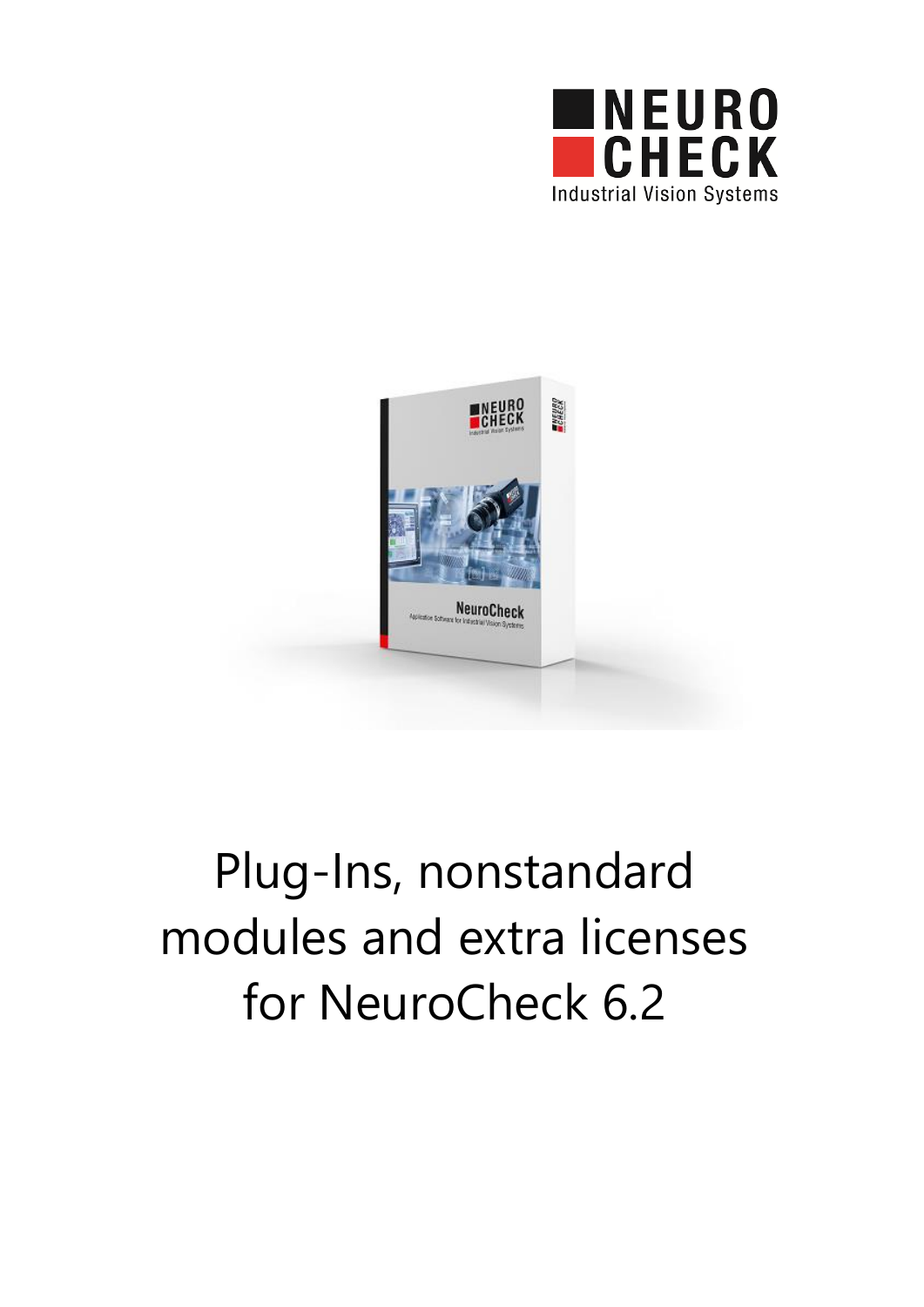# Plug-Ins, nonstandard modules and extra licenses for NeuroCheck 6.2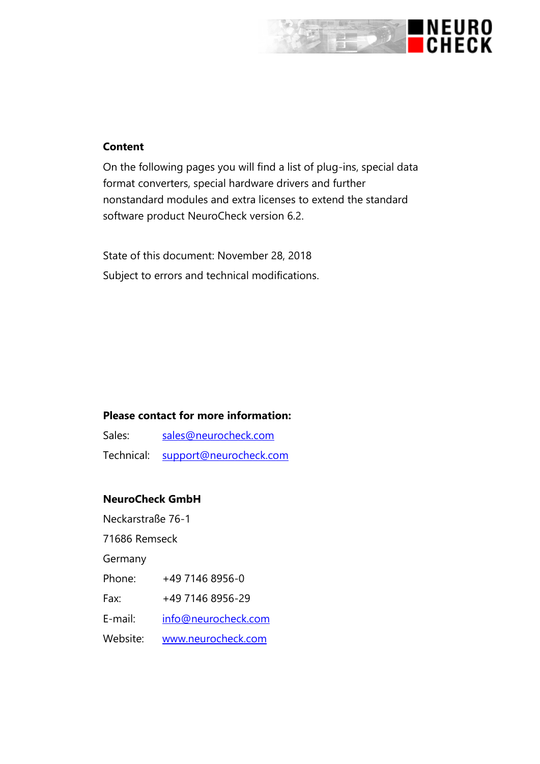## Content

On the following pages you will find a list of plug-ins, special data format converters, special hardware drivers and further nonstandard modules and extra licenses to extend the standard software product NeuroCheck version 6.2.

State of this document: November 28, 2018

Subject to errors and technical modifications.

**Please contact for more information:**

Sales: sales@neurocheck.com

Technical: support@neurocheck.com

**NeuroCheck GmbH**

Neckarstraße 76-1

71686 Remseck

Germany

Phone: +49 7146 8956-0

Fax: +49 7146 8956-29

E-mail: info@neurocheck.com

Website: www.neurocheck.com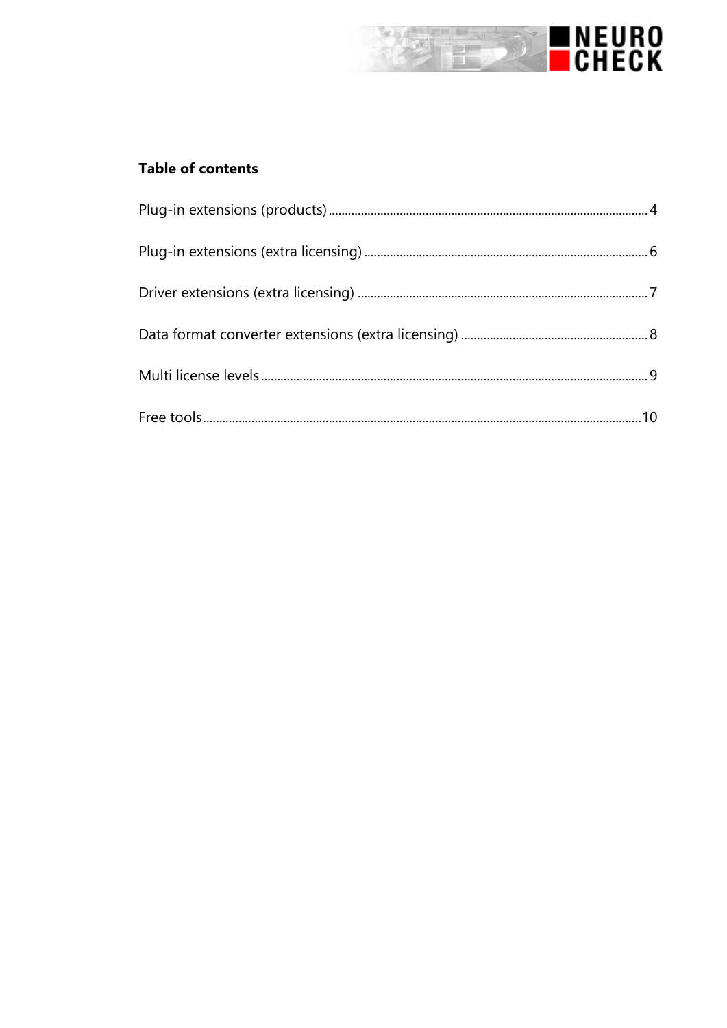**Table of contents**

Plug-in extensions (products) .......... 4

Plug-in extensions (extra licensing) .......... 6

Driver extensions (extra licensing) .......... 7

Data format converter extensions (extra licensing) .......... 8

Multi license levels .......... 9

Free tools .......... 10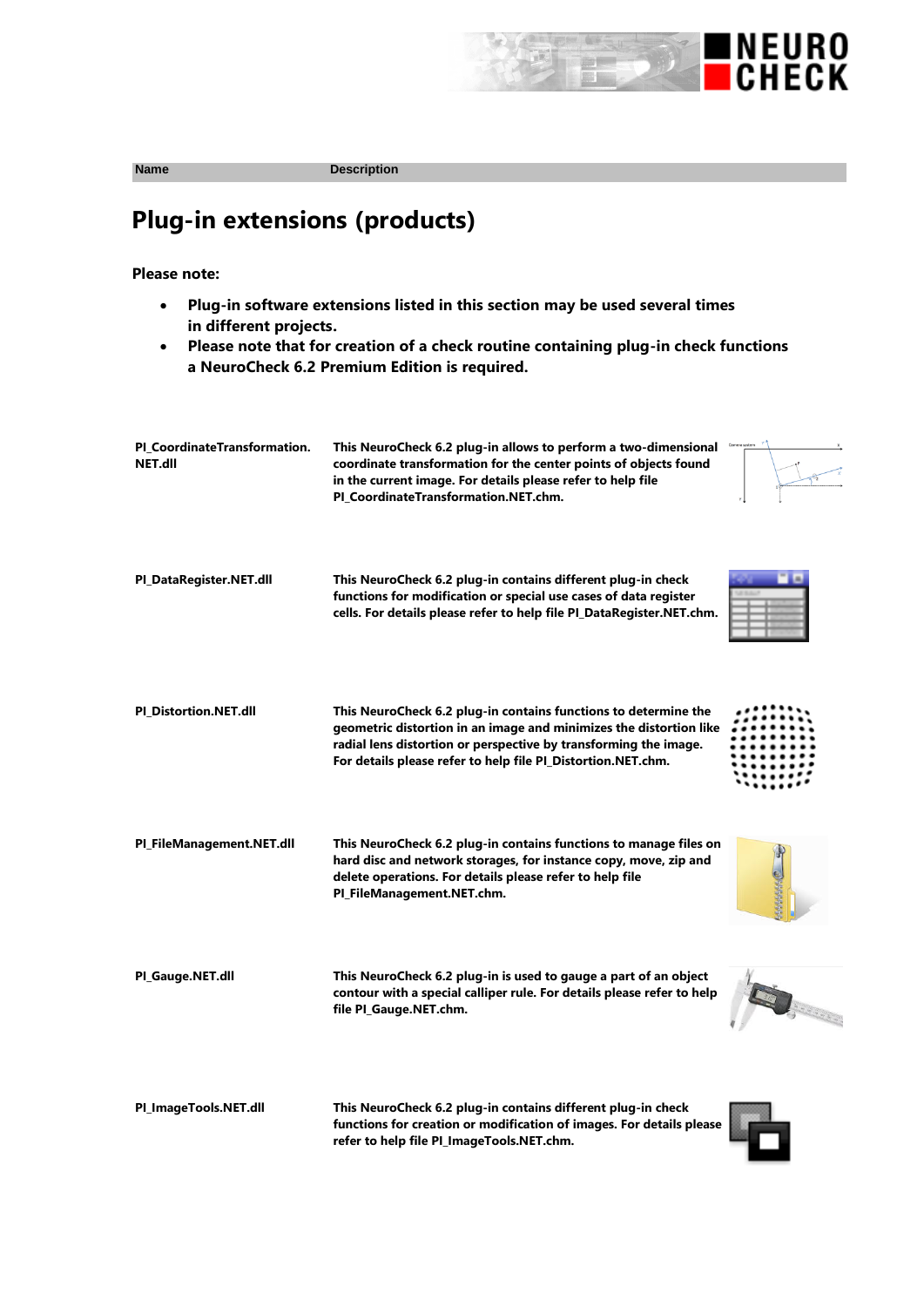| Name | Description |
|---|---|

# Plug-in extensions (products)

**Please note:**

- **Plug-in software extensions listed in this section may be used several times in different projects.**
- **Please note that for creation of a check routine containing plug-in check functions a NeuroCheck 6.2 Premium Edition is required.**

| | |
|---|---|
| **PI_CoordinateTransformation.NET.dll** | **This NeuroCheck 6.2 plug-in allows to perform a two-dimensional coordinate transformation for the center points of objects found in the current image. For details please refer to help file PI_CoordinateTransformation.NET.chm.** |
| **PI_DataRegister.NET.dll** | **This NeuroCheck 6.2 plug-in contains different plug-in check functions for modification or special use cases of data register cells. For details please refer to help file PI_DataRegister.NET.chm.** |
| **PI_Distortion.NET.dll** | **This NeuroCheck 6.2 plug-in contains functions to determine the geometric distortion in an image and minimizes the distortion like radial lens distortion or perspective by transforming the image. For details please refer to help file PI_Distortion.NET.chm.** |
| **PI_FileManagement.NET.dll** | **This NeuroCheck 6.2 plug-in contains functions to manage files on hard disc and network storages, for instance copy, move, zip and delete operations. For details please refer to help file PI_FileManagement.NET.chm.** |
| **PI_Gauge.NET.dll** | **This NeuroCheck 6.2 plug-in is used to gauge a part of an object contour with a special calliper rule. For details please refer to help file PI_Gauge.NET.chm.** |
| **PI_ImageTools.NET.dll** | **This NeuroCheck 6.2 plug-in contains different plug-in check functions for creation or modification of images. For details please refer to help file PI_ImageTools.NET.chm.** |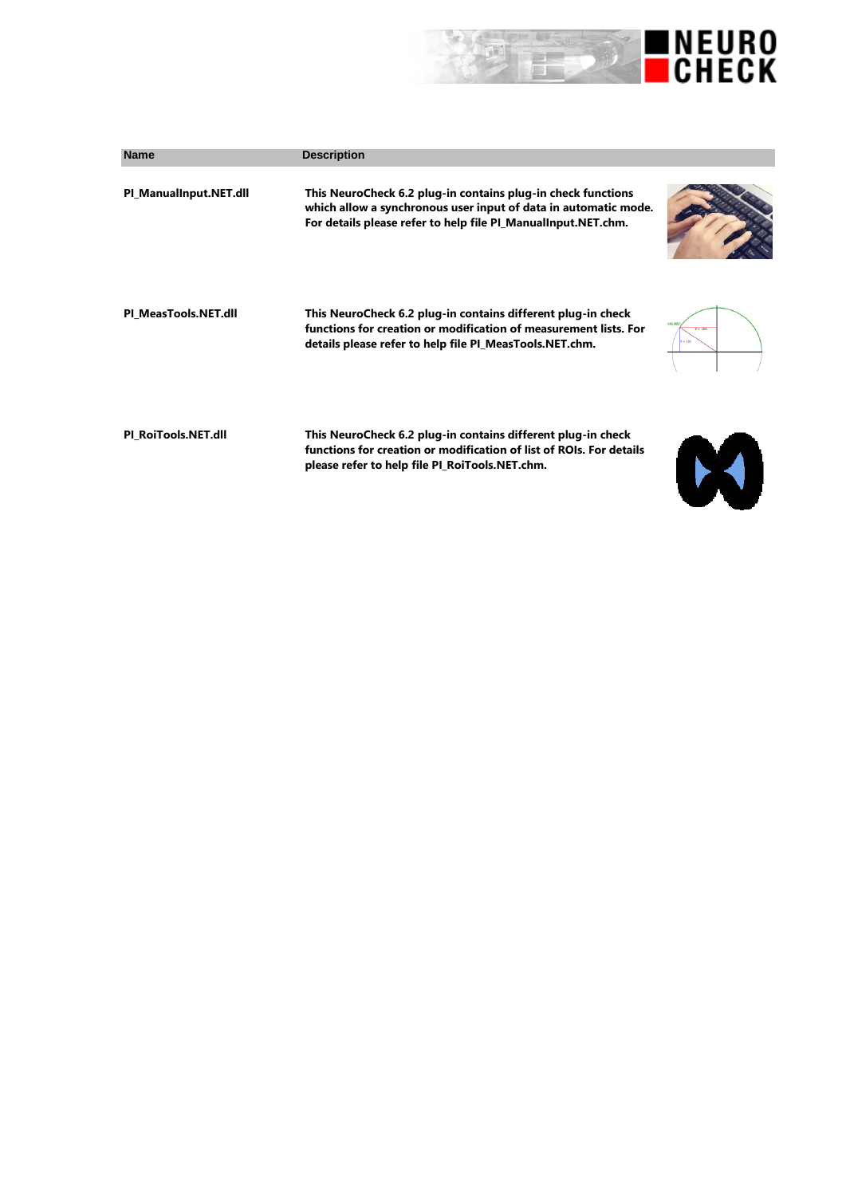| Name | Description |
| --- | --- |
| **PI_ManualInput.NET.dll** | **This NeuroCheck 6.2 plug-in contains plug-in check functions which allow a synchronous user input of data in automatic mode. For details please refer to help file PI_ManualInput.NET.chm.** |
| **PI_MeasTools.NET.dll** | **This NeuroCheck 6.2 plug-in contains different plug-in check functions for creation or modification of measurement lists. For details please refer to help file PI_MeasTools.NET.chm.** |
| **PI_RoiTools.NET.dll** | **This NeuroCheck 6.2 plug-in contains different plug-in check functions for creation or modification of list of ROIs. For details please refer to help file PI_RoiTools.NET.chm.** |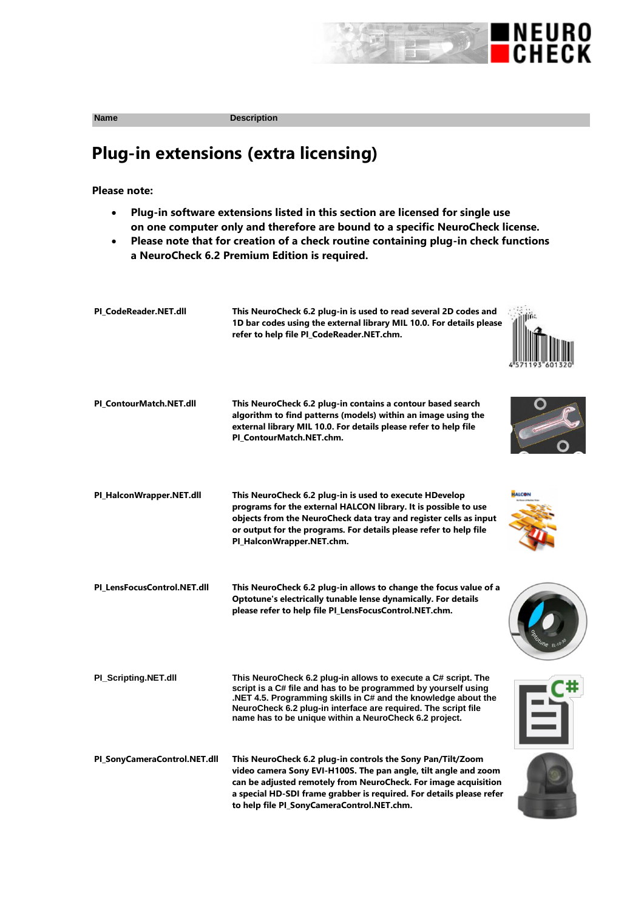| Name | Description |
| --- | --- |

# Plug-in extensions (extra licensing)

**Please note:**

- **Plug-in software extensions listed in this section are licensed for single use on one computer only and therefore are bound to a specific NeuroCheck license.**
- **Please note that for creation of a check routine containing plug-in check functions a NeuroCheck 6.2 Premium Edition is required.**

| Name | Description |
| --- | --- |
| **PI_CodeReader.NET.dll** | **This NeuroCheck 6.2 plug-in is used to read several 2D codes and 1D bar codes using the external library MIL 10.0. For details please refer to help file PI_CodeReader.NET.chm.** |
| **PI_ContourMatch.NET.dll** | **This NeuroCheck 6.2 plug-in contains a contour based search algorithm to find patterns (models) within an image using the external library MIL 10.0. For details please refer to help file PI_ContourMatch.NET.chm.** |
| **PI_HalconWrapper.NET.dll** | **This NeuroCheck 6.2 plug-in is used to execute HDevelop programs for the external HALCON library. It is possible to use objects from the NeuroCheck data tray and register cells as input or output for the programs. For details please refer to help file PI_HalconWrapper.NET.chm.** |
| **PI_LensFocusControl.NET.dll** | **This NeuroCheck 6.2 plug-in allows to change the focus value of a Optotune's electrically tunable lense dynamically. For details please refer to help file PI_LensFocusControl.NET.chm.** |
| **PI_Scripting.NET.dll** | **This NeuroCheck 6.2 plug-in allows to execute a C# script. The script is a C# file and has to be programmed by yourself using .NET 4.5. Programming skills in C# and the knowledge about the NeuroCheck 6.2 plug-in interface are required. The script file name has to be unique within a NeuroCheck 6.2 project.** |
| **PI_SonyCameraControl.NET.dll** | **This NeuroCheck 6.2 plug-in controls the Sony Pan/Tilt/Zoom video camera Sony EVI-H100S. The pan angle, tilt angle and zoom can be adjusted remotely from NeuroCheck. For image acquisition a special HD-SDI frame grabber is required. For details please refer to help file PI_SonyCameraControl.NET.chm.** |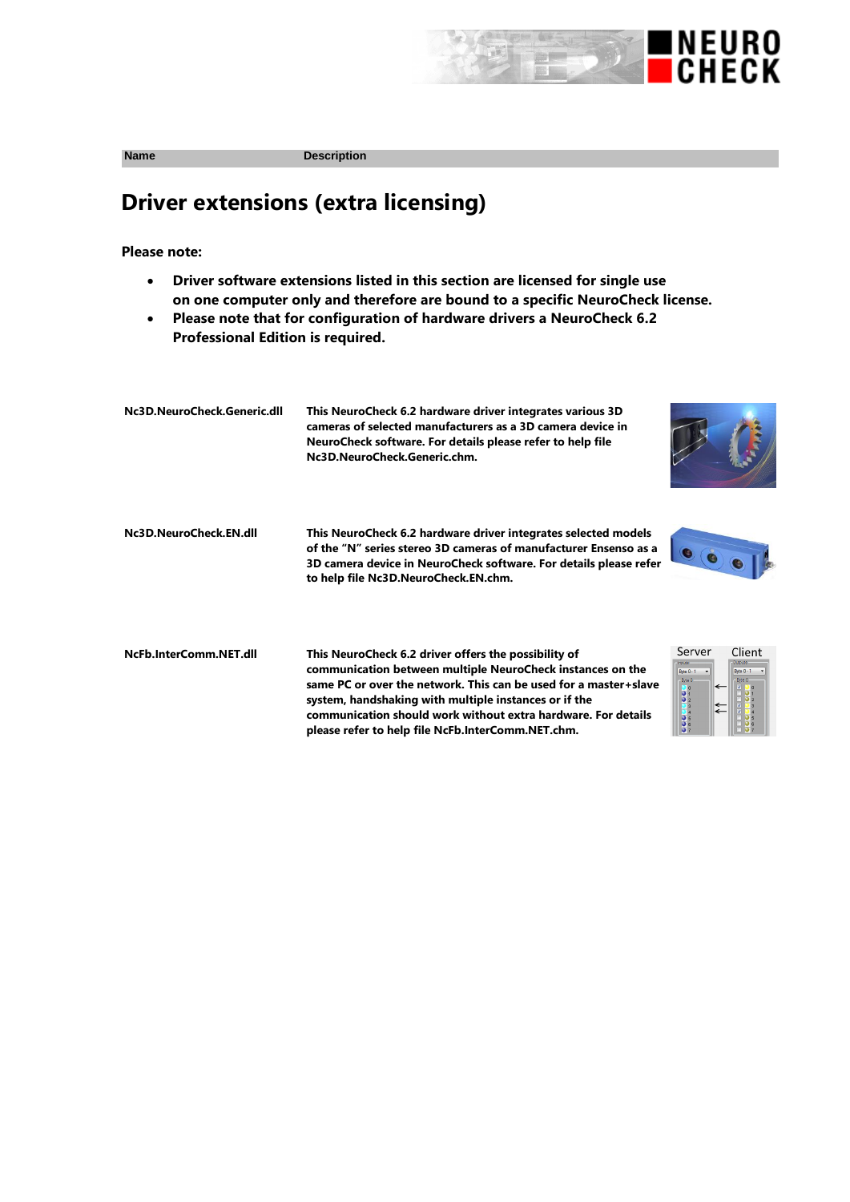| Name | Description |
|---|---|

# Driver extensions (extra licensing)

**Please note:**

- **Driver software extensions listed in this section are licensed for single use on one computer only and therefore are bound to a specific NeuroCheck license.**
- **Please note that for configuration of hardware drivers a NeuroCheck 6.2 Professional Edition is required.**

| Name | Description |
|---|---|
| **Nc3D.NeuroCheck.Generic.dll** | **This NeuroCheck 6.2 hardware driver integrates various 3D cameras of selected manufacturers as a 3D camera device in NeuroCheck software. For details please refer to help file Nc3D.NeuroCheck.Generic.chm.** |
| **Nc3D.NeuroCheck.EN.dll** | **This NeuroCheck 6.2 hardware driver integrates selected models of the "N" series stereo 3D cameras of manufacturer Ensenso as a 3D camera device in NeuroCheck software. For details please refer to help file Nc3D.NeuroCheck.EN.chm.** |
| **NcFb.InterComm.NET.dll** | **This NeuroCheck 6.2 driver offers the possibility of communication between multiple NeuroCheck instances on the same PC or over the network. This can be used for a master+slave system, handshaking with multiple instances or if the communication should work without extra hardware. For details please refer to help file NcFb.InterComm.NET.chm.** |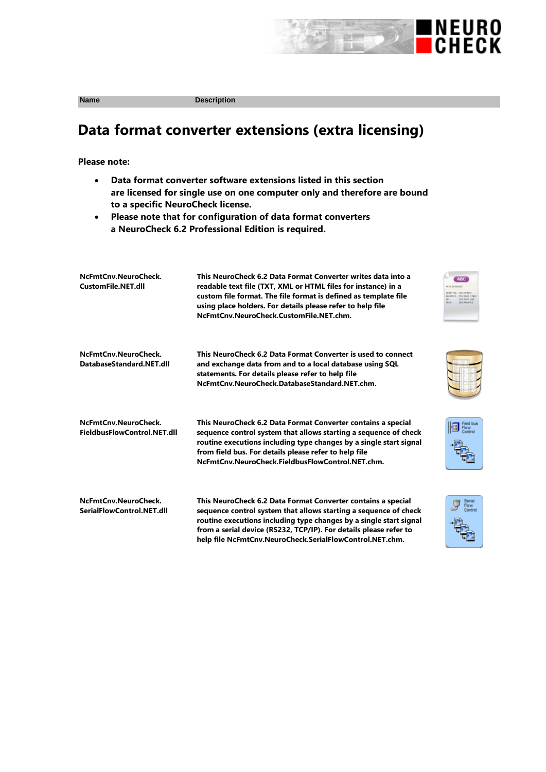| Name | Description |
|---|---|

# Data format converter extensions (extra licensing)

**Please note:**

- **Data format converter software extensions listed in this section are licensed for single use on one computer only and therefore are bound to a specific NeuroCheck license.**
- **Please note that for configuration of data format converters a NeuroCheck 6.2 Professional Edition is required.**

| | |
|---|---|
| **NcFmtCnv.NeuroCheck. CustomFile.NET.dll** | **This NeuroCheck 6.2 Data Format Converter writes data into a readable text file (TXT, XML or HTML files for instance) in a custom file format. The file format is defined as template file using place holders. For details please refer to help file NcFmtCnv.NeuroCheck.CustomFile.NET.chm.** |
| **NcFmtCnv.NeuroCheck. DatabaseStandard.NET.dll** | **This NeuroCheck 6.2 Data Format Converter is used to connect and exchange data from and to a local database using SQL statements. For details please refer to help file NcFmtCnv.NeuroCheck.DatabaseStandard.NET.chm.** |
| **NcFmtCnv.NeuroCheck. FieldbusFlowControl.NET.dll** | **This NeuroCheck 6.2 Data Format Converter contains a special sequence control system that allows starting a sequence of check routine executions including type changes by a single start signal from field bus. For details please refer to help file NcFmtCnv.NeuroCheck.FieldbusFlowControl.NET.chm.** |
| **NcFmtCnv.NeuroCheck. SerialFlowControl.NET.dll** | **This NeuroCheck 6.2 Data Format Converter contains a special sequence control system that allows starting a sequence of check routine executions including type changes by a single start signal from a serial device (RS232, TCP/IP). For details please refer to help file NcFmtCnv.NeuroCheck.SerialFlowControl.NET.chm.** |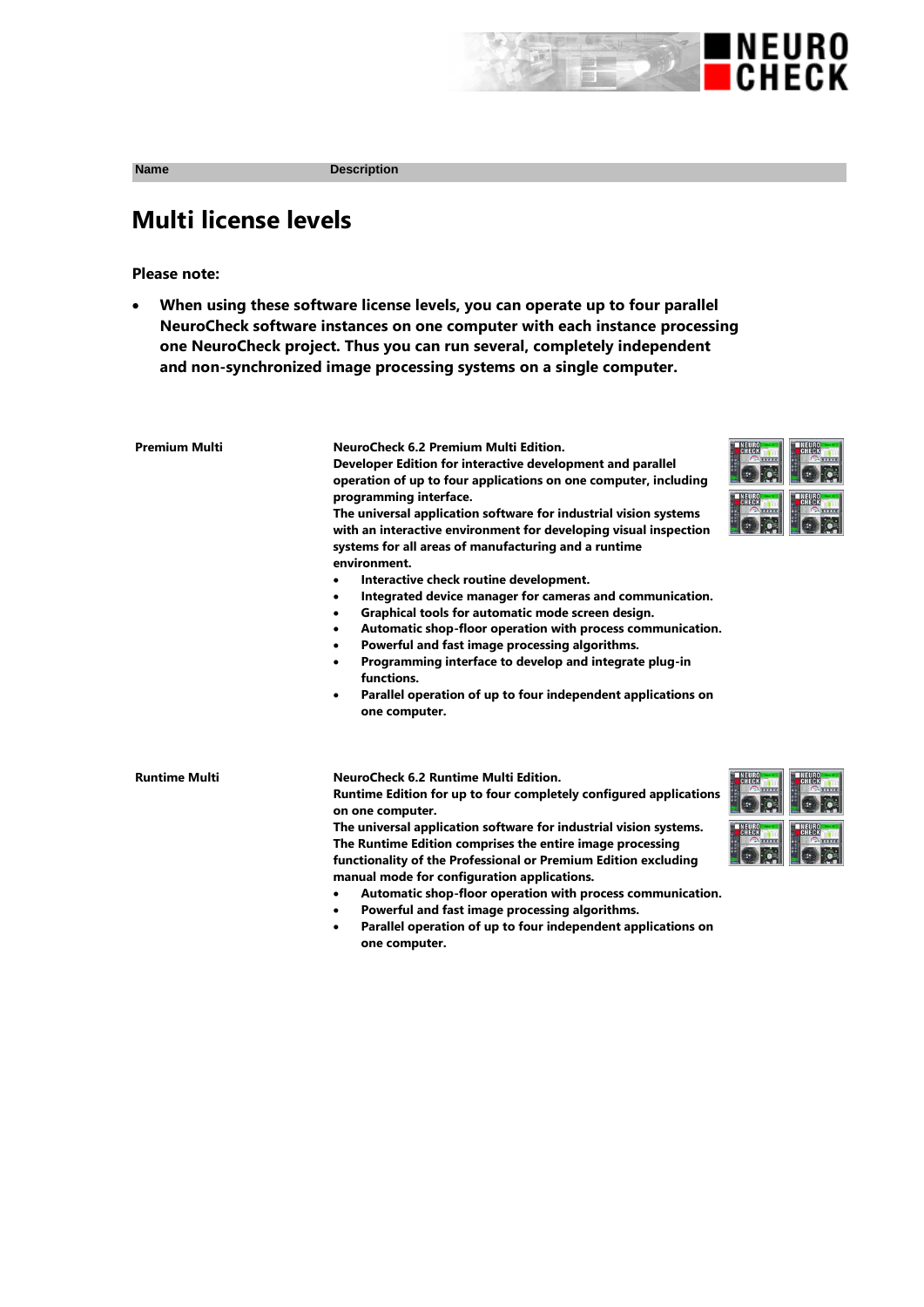| Name | Description |
|---|---|

## Multi license levels

**Please note:**

- **When using these software license levels, you can operate up to four parallel NeuroCheck software instances on one computer with each instance processing one NeuroCheck project. Thus you can run several, completely independent and non-synchronized image processing systems on a single computer.**

| | |
|---|---|
| **Premium Multi** | **NeuroCheck 6.2 Premium Multi Edition.**<br>**Developer Edition for interactive development and parallel operation of up to four applications on one computer, including programming interface.**<br>**The universal application software for industrial vision systems with an interactive environment for developing visual inspection systems for all areas of manufacturing and a runtime environment.**<br>• **Interactive check routine development.**<br>• **Integrated device manager for cameras and communication.**<br>• **Graphical tools for automatic mode screen design.**<br>• **Automatic shop-floor operation with process communication.**<br>• **Powerful and fast image processing algorithms.**<br>• **Programming interface to develop and integrate plug-in functions.**<br>• **Parallel operation of up to four independent applications on one computer.** |
| **Runtime Multi** | **NeuroCheck 6.2 Runtime Multi Edition.**<br>**Runtime Edition for up to four completely configured applications on one computer.**<br>**The universal application software for industrial vision systems. The Runtime Edition comprises the entire image processing functionality of the Professional or Premium Edition excluding manual mode for configuration applications.**<br>• **Automatic shop-floor operation with process communication.**<br>• **Powerful and fast image processing algorithms.**<br>• **Parallel operation of up to four independent applications on one computer.** |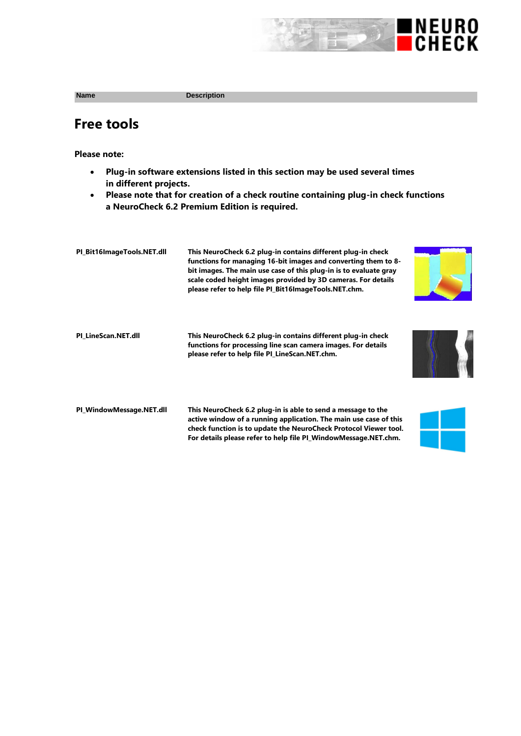| Name | Description |
|---|---|

# Free tools

**Please note:**

- **Plug-in software extensions listed in this section may be used several times in different projects.**
- **Please note that for creation of a check routine containing plug-in check functions a NeuroCheck 6.2 Premium Edition is required.**

| | |
|---|---|
| **PI_Bit16ImageTools.NET.dll** | **This NeuroCheck 6.2 plug-in contains different plug-in check functions for managing 16-bit images and converting them to 8-bit images. The main use case of this plug-in is to evaluate gray scale coded height images provided by 3D cameras. For details please refer to help file PI_Bit16ImageTools.NET.chm.** |
| **PI_LineScan.NET.dll** | **This NeuroCheck 6.2 plug-in contains different plug-in check functions for processing line scan camera images. For details please refer to help file PI_LineScan.NET.chm.** |
| **PI_WindowMessage.NET.dll** | **This NeuroCheck 6.2 plug-in is able to send a message to the active window of a running application. The main use case of this check function is to update the NeuroCheck Protocol Viewer tool. For details please refer to help file PI_WindowMessage.NET.chm.** |